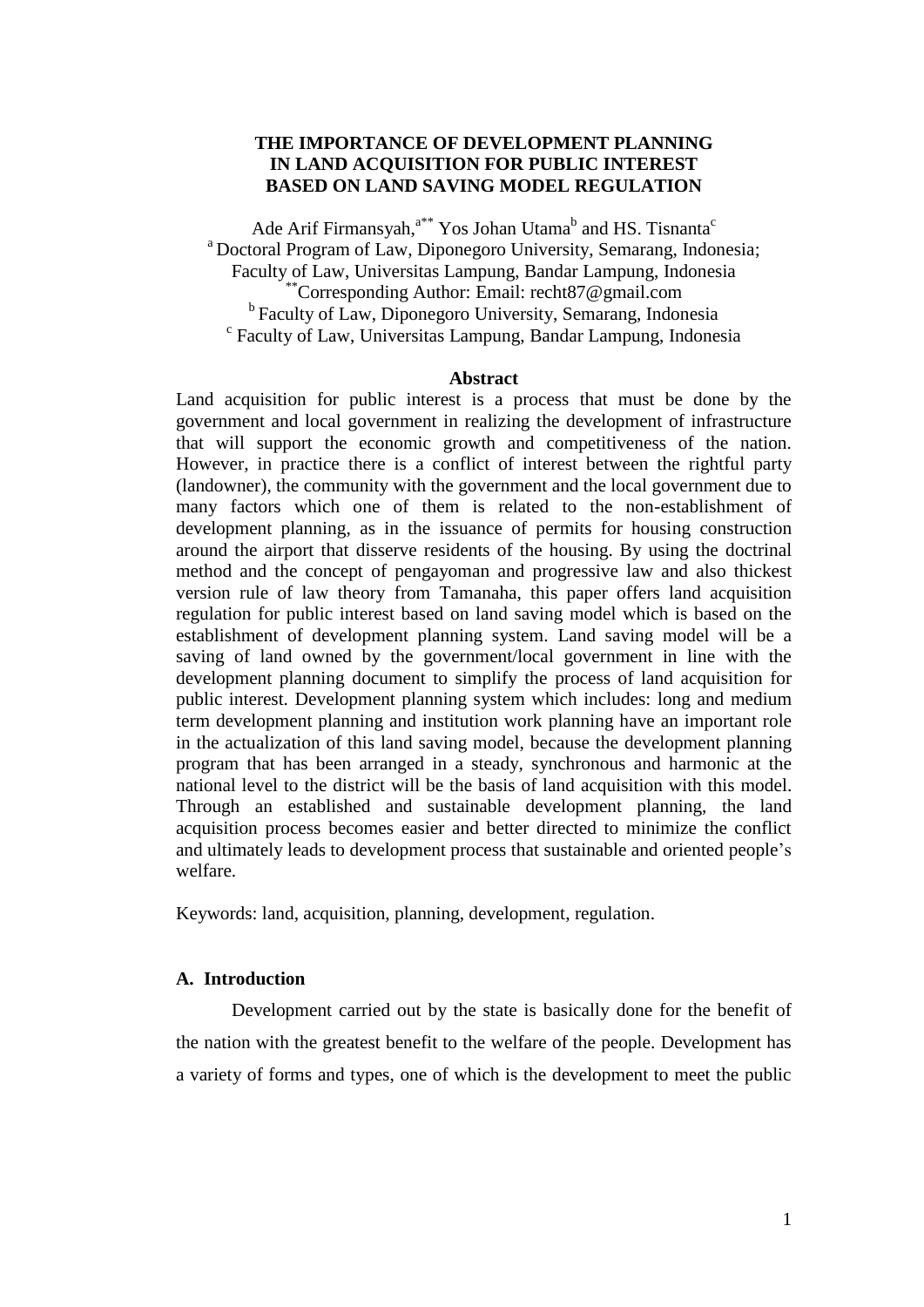# THE IMPORTANCE OF DEVELOPMENT PLANNING IN LAND ACQUISITION FOR PUBLIC INTEREST BASED ON LAND SAVING MODEL REGULATION

Ade Arif Firmansyah,[a**] Yos Johan Utama[b] and HS. Tisnanta[c]

[a] Doctoral Program of Law, Diponegoro University, Semarang, Indonesia; Faculty of Law, Universitas Lampung, Bandar Lampung, Indonesia

[**]Corresponding Author: Email: recht87@gmail.com

[b] Faculty of Law, Diponegoro University, Semarang, Indonesia

[c] Faculty of Law, Universitas Lampung, Bandar Lampung, Indonesia

## Abstract

Land acquisition for public interest is a process that must be done by the government and local government in realizing the development of infrastructure that will support the economic growth and competitiveness of the nation. However, in practice there is a conflict of interest between the rightful party (landowner), the community with the government and the local government due to many factors which one of them is related to the non-establishment of development planning, as in the issuance of permits for housing construction around the airport that disserve residents of the housing. By using the doctrinal method and the concept of pengayoman and progressive law and also thickest version rule of law theory from Tamanaha, this paper offers land acquisition regulation for public interest based on land saving model which is based on the establishment of development planning system. Land saving model will be a saving of land owned by the government/local government in line with the development planning document to simplify the process of land acquisition for public interest. Development planning system which includes: long and medium term development planning and institution work planning have an important role in the actualization of this land saving model, because the development planning program that has been arranged in a steady, synchronous and harmonic at the national level to the district will be the basis of land acquisition with this model. Through an established and sustainable development planning, the land acquisition process becomes easier and better directed to minimize the conflict and ultimately leads to development process that sustainable and oriented people's welfare.

Keywords: land, acquisition, planning, development, regulation.

## A. Introduction

Development carried out by the state is basically done for the benefit of the nation with the greatest benefit to the welfare of the people. Development has a variety of forms and types, one of which is the development to meet the public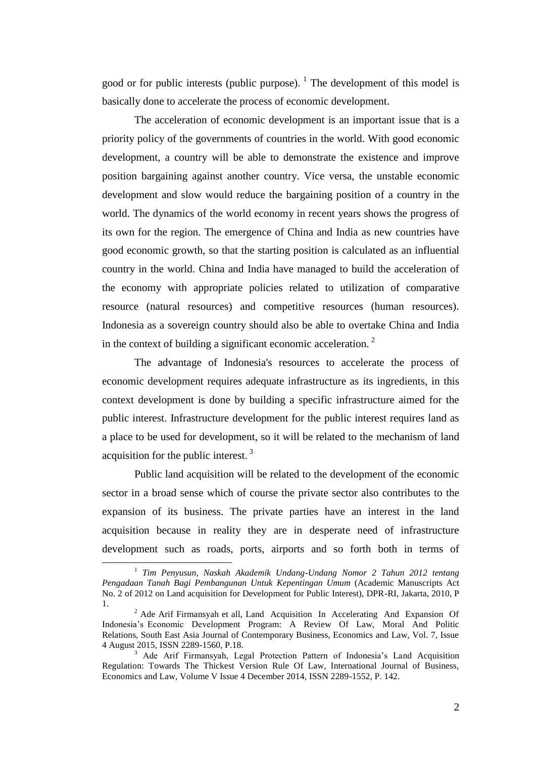good or for public interests (public purpose). [1] The development of this model is basically done to accelerate the process of economic development.

The acceleration of economic development is an important issue that is a priority policy of the governments of countries in the world. With good economic development, a country will be able to demonstrate the existence and improve position bargaining against another country. Vice versa, the unstable economic development and slow would reduce the bargaining position of a country in the world. The dynamics of the world economy in recent years shows the progress of its own for the region. The emergence of China and India as new countries have good economic growth, so that the starting position is calculated as an influential country in the world. China and India have managed to build the acceleration of the economy with appropriate policies related to utilization of comparative resource (natural resources) and competitive resources (human resources). Indonesia as a sovereign country should also be able to overtake China and India in the context of building a significant economic acceleration. [2]

The advantage of Indonesia's resources to accelerate the process of economic development requires adequate infrastructure as its ingredients, in this context development is done by building a specific infrastructure aimed for the public interest. Infrastructure development for the public interest requires land as a place to be used for development, so it will be related to the mechanism of land acquisition for the public interest. [3]

Public land acquisition will be related to the development of the economic sector in a broad sense which of course the private sector also contributes to the expansion of its business. The private parties have an interest in the land acquisition because in reality they are in desperate need of infrastructure development such as roads, ports, airports and so forth both in terms of

---

[1] *Tim Penyusun, Naskah Akademik Undang-Undang Nomor 2 Tahun 2012 tentang Pengadaan Tanah Bagi Pembangunan Untuk Kepentingan Umum* (Academic Manuscripts Act No. 2 of 2012 on Land acquisition for Development for Public Interest), DPR-RI, Jakarta, 2010, P 1.

[2] Ade Arif Firmansyah et all, Land Acquisition In Accelerating And Expansion Of Indonesia's Economic Development Program: A Review Of Law, Moral And Politic Relations, South East Asia Journal of Contemporary Business, Economics and Law, Vol. 7, Issue 4 August 2015, ISSN 2289-1560, P.18.

[3] Ade Arif Firmansyah, Legal Protection Pattern of Indonesia's Land Acquisition Regulation: Towards The Thickest Version Rule Of Law, International Journal of Business, Economics and Law, Volume V Issue 4 December 2014, ISSN 2289-1552, P. 142.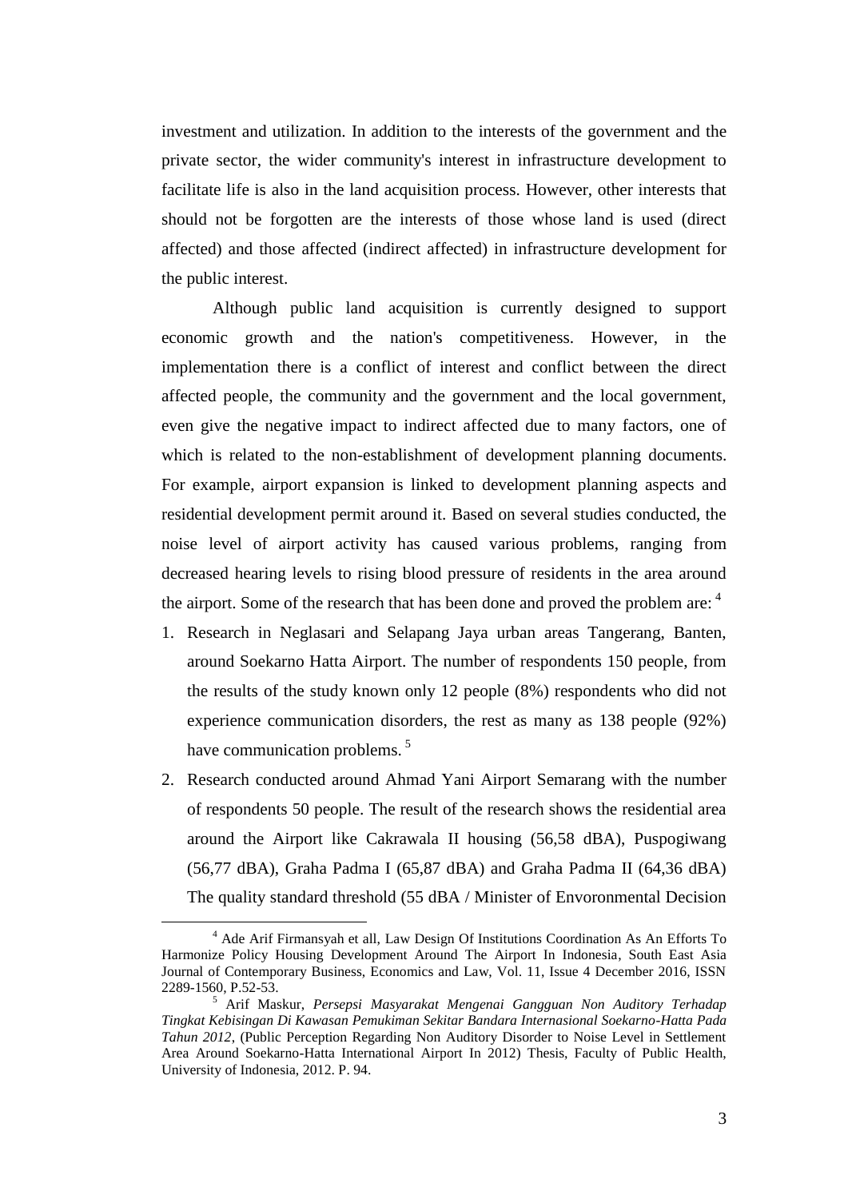investment and utilization. In addition to the interests of the government and the private sector, the wider community's interest in infrastructure development to facilitate life is also in the land acquisition process. However, other interests that should not be forgotten are the interests of those whose land is used (direct affected) and those affected (indirect affected) in infrastructure development for the public interest.

Although public land acquisition is currently designed to support economic growth and the nation's competitiveness. However, in the implementation there is a conflict of interest and conflict between the direct affected people, the community and the government and the local government, even give the negative impact to indirect affected due to many factors, one of which is related to the non-establishment of development planning documents. For example, airport expansion is linked to development planning aspects and residential development permit around it. Based on several studies conducted, the noise level of airport activity has caused various problems, ranging from decreased hearing levels to rising blood pressure of residents in the area around the airport. Some of the research that has been done and proved the problem are: [4]

1. Research in Neglasari and Selapang Jaya urban areas Tangerang, Banten, around Soekarno Hatta Airport. The number of respondents 150 people, from the results of the study known only 12 people (8%) respondents who did not experience communication disorders, the rest as many as 138 people (92%) have communication problems. [5]
2. Research conducted around Ahmad Yani Airport Semarang with the number of respondents 50 people. The result of the research shows the residential area around the Airport like Cakrawala II housing (56,58 dBA), Puspogiwang (56,77 dBA), Graha Padma I (65,87 dBA) and Graha Padma II (64,36 dBA) The quality standard threshold (55 dBA / Minister of Envoronmental Decision

---

[4] Ade Arif Firmansyah et all, Law Design Of Institutions Coordination As An Efforts To Harmonize Policy Housing Development Around The Airport In Indonesia, South East Asia Journal of Contemporary Business, Economics and Law, Vol. 11, Issue 4 December 2016, ISSN 2289-1560, P.52-53.

[5] Arif Maskur, *Persepsi Masyarakat Mengenai Gangguan Non Auditory Terhadap Tingkat Kebisingan Di Kawasan Pemukiman Sekitar Bandara Internasional Soekarno-Hatta Pada Tahun 2012*, (Public Perception Regarding Non Auditory Disorder to Noise Level in Settlement Area Around Soekarno-Hatta International Airport In 2012) Thesis, Faculty of Public Health, University of Indonesia, 2012. P. 94.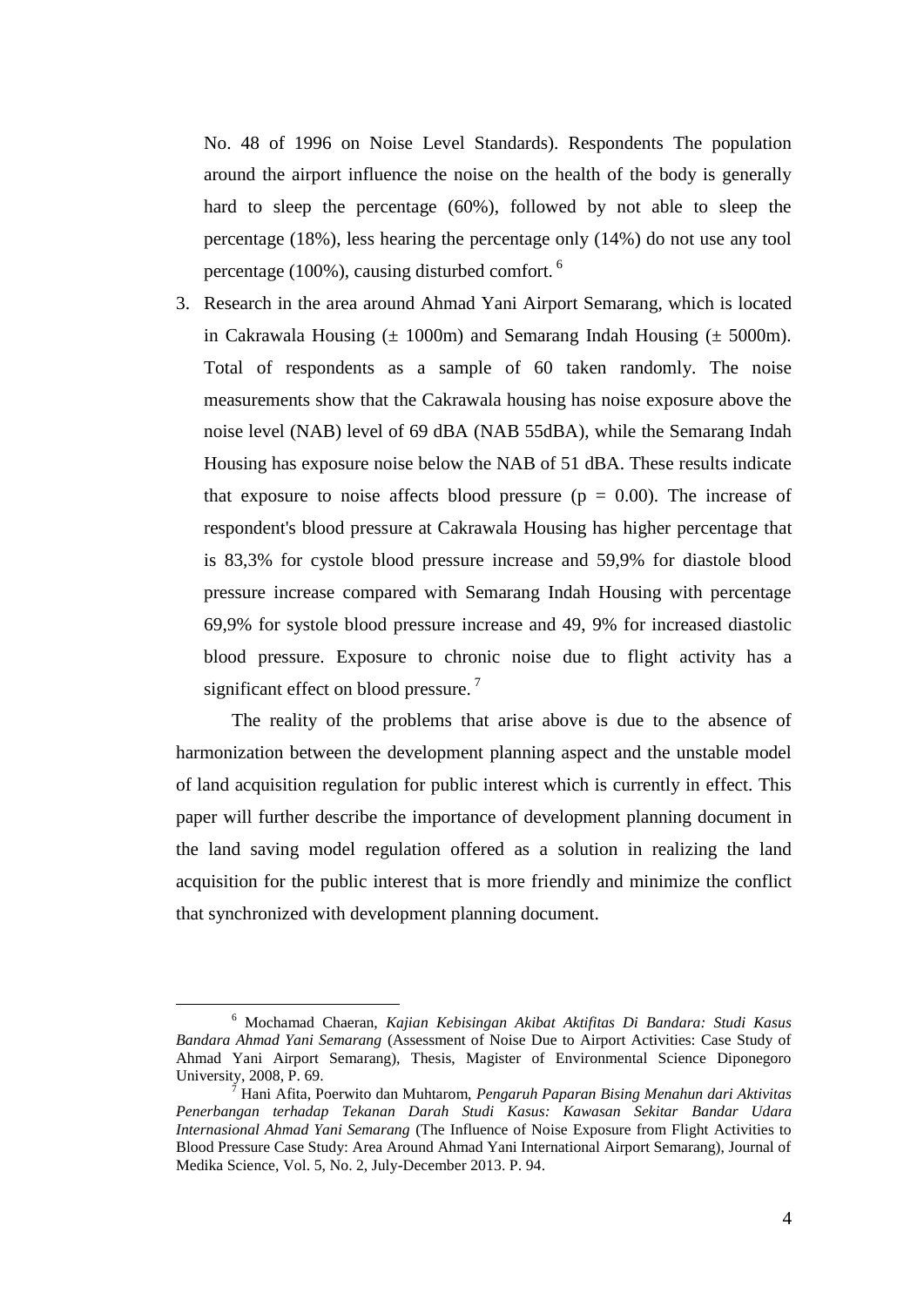No. 48 of 1996 on Noise Level Standards). Respondents The population around the airport influence the noise on the health of the body is generally hard to sleep the percentage (60%), followed by not able to sleep the percentage (18%), less hearing the percentage only (14%) do not use any tool percentage (100%), causing disturbed comfort.[6]

3. Research in the area around Ahmad Yani Airport Semarang, which is located in Cakrawala Housing (± 1000m) and Semarang Indah Housing (± 5000m). Total of respondents as a sample of 60 taken randomly. The noise measurements show that the Cakrawala housing has noise exposure above the noise level (NAB) level of 69 dBA (NAB 55dBA), while the Semarang Indah Housing has exposure noise below the NAB of 51 dBA. These results indicate that exposure to noise affects blood pressure ($p = 0.00$). The increase of respondent's blood pressure at Cakrawala Housing has higher percentage that is 83,3% for cystole blood pressure increase and 59,9% for diastole blood pressure increase compared with Semarang Indah Housing with percentage 69,9% for systole blood pressure increase and 49, 9% for increased diastolic blood pressure. Exposure to chronic noise due to flight activity has a significant effect on blood pressure.[7]

The reality of the problems that arise above is due to the absence of harmonization between the development planning aspect and the unstable model of land acquisition regulation for public interest which is currently in effect. This paper will further describe the importance of development planning document in the land saving model regulation offered as a solution in realizing the land acquisition for the public interest that is more friendly and minimize the conflict that synchronized with development planning document.

---

[6] Mochamad Chaeran, *Kajian Kebisingan Akibat Aktifitas Di Bandara: Studi Kasus Bandara Ahmad Yani Semarang* (Assessment of Noise Due to Airport Activities: Case Study of Ahmad Yani Airport Semarang), Thesis, Magister of Environmental Science Diponegoro University, 2008, P. 69.

[7] Hani Afita, Poerwito dan Muhtarom, *Pengaruh Paparan Bising Menahun dari Aktivitas Penerbangan terhadap Tekanan Darah Studi Kasus: Kawasan Sekitar Bandar Udara Internasional Ahmad Yani Semarang* (The Influence of Noise Exposure from Flight Activities to Blood Pressure Case Study: Area Around Ahmad Yani International Airport Semarang), Journal of Medika Science, Vol. 5, No. 2, July-December 2013. P. 94.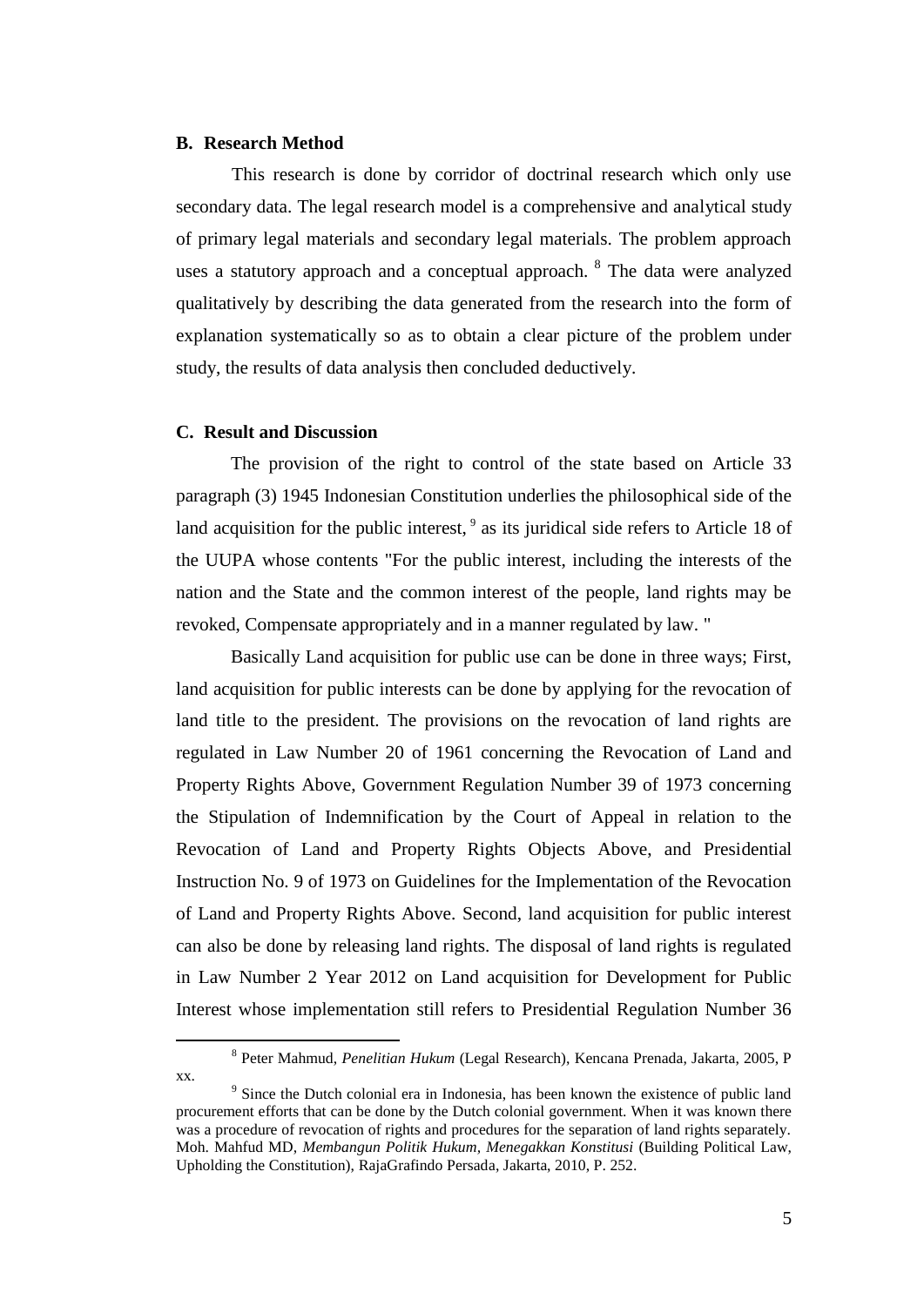## B. Research Method

This research is done by corridor of doctrinal research which only use secondary data. The legal research model is a comprehensive and analytical study of primary legal materials and secondary legal materials. The problem approach uses a statutory approach and a conceptual approach. [8] The data were analyzed qualitatively by describing the data generated from the research into the form of explanation systematically so as to obtain a clear picture of the problem under study, the results of data analysis then concluded deductively.

## C. Result and Discussion

The provision of the right to control of the state based on Article 33 paragraph (3) 1945 Indonesian Constitution underlies the philosophical side of the land acquisition for the public interest, [9] as its juridical side refers to Article 18 of the UUPA whose contents "For the public interest, including the interests of the nation and the State and the common interest of the people, land rights may be revoked, Compensate appropriately and in a manner regulated by law. "

Basically Land acquisition for public use can be done in three ways; First, land acquisition for public interests can be done by applying for the revocation of land title to the president. The provisions on the revocation of land rights are regulated in Law Number 20 of 1961 concerning the Revocation of Land and Property Rights Above, Government Regulation Number 39 of 1973 concerning the Stipulation of Indemnification by the Court of Appeal in relation to the Revocation of Land and Property Rights Objects Above, and Presidential Instruction No. 9 of 1973 on Guidelines for the Implementation of the Revocation of Land and Property Rights Above. Second, land acquisition for public interest can also be done by releasing land rights. The disposal of land rights is regulated in Law Number 2 Year 2012 on Land acquisition for Development for Public Interest whose implementation still refers to Presidential Regulation Number 36

---

[8] Peter Mahmud, *Penelitian Hukum* (Legal Research), Kencana Prenada, Jakarta, 2005, P xx.

[9] Since the Dutch colonial era in Indonesia, has been known the existence of public land procurement efforts that can be done by the Dutch colonial government. When it was known there was a procedure of revocation of rights and procedures for the separation of land rights separately. Moh. Mahfud MD, *Membangun Politik Hukum, Menegakkan Konstitusi* (Building Political Law, Upholding the Constitution), RajaGrafindo Persada, Jakarta, 2010, P. 252.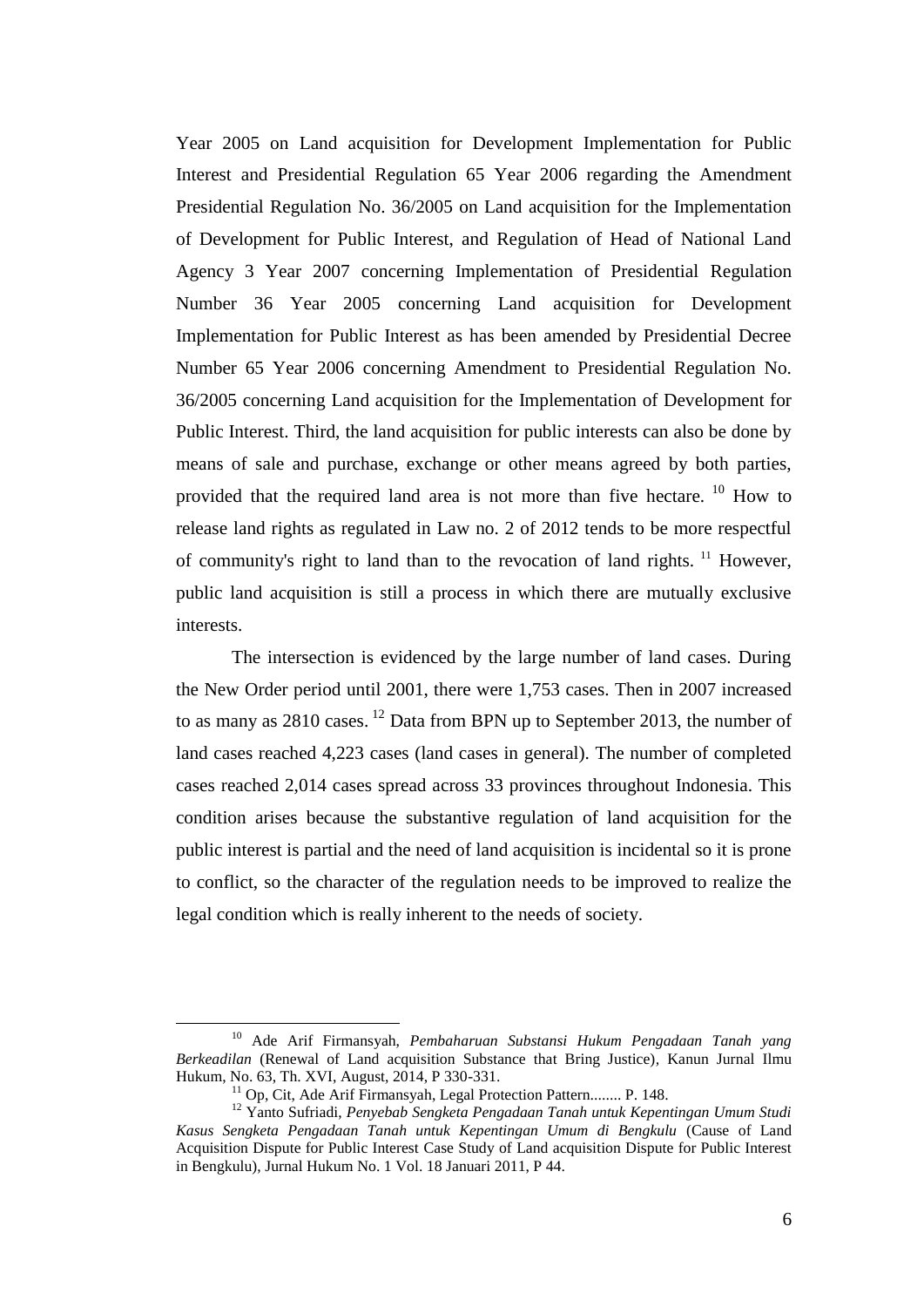Year 2005 on Land acquisition for Development Implementation for Public Interest and Presidential Regulation 65 Year 2006 regarding the Amendment Presidential Regulation No. 36/2005 on Land acquisition for the Implementation of Development for Public Interest, and Regulation of Head of National Land Agency 3 Year 2007 concerning Implementation of Presidential Regulation Number 36 Year 2005 concerning Land acquisition for Development Implementation for Public Interest as has been amended by Presidential Decree Number 65 Year 2006 concerning Amendment to Presidential Regulation No. 36/2005 concerning Land acquisition for the Implementation of Development for Public Interest. Third, the land acquisition for public interests can also be done by means of sale and purchase, exchange or other means agreed by both parties, provided that the required land area is not more than five hectare. [10] How to release land rights as regulated in Law no. 2 of 2012 tends to be more respectful of community's right to land than to the revocation of land rights. [11] However, public land acquisition is still a process in which there are mutually exclusive interests.

The intersection is evidenced by the large number of land cases. During the New Order period until 2001, there were 1,753 cases. Then in 2007 increased to as many as 2810 cases. [12] Data from BPN up to September 2013, the number of land cases reached 4,223 cases (land cases in general). The number of completed cases reached 2,014 cases spread across 33 provinces throughout Indonesia. This condition arises because the substantive regulation of land acquisition for the public interest is partial and the need of land acquisition is incidental so it is prone to conflict, so the character of the regulation needs to be improved to realize the legal condition which is really inherent to the needs of society.

---

[10] Ade Arif Firmansyah, *Pembaharuan Substansi Hukum Pengadaan Tanah yang Berkeadilan* (Renewal of Land acquisition Substance that Bring Justice), Kanun Jurnal Ilmu Hukum, No. 63, Th. XVI, August, 2014, P 330-331.

[11] Op, Cit, Ade Arif Firmansyah, Legal Protection Pattern........ P. 148.

[12] Yanto Sufriadi, *Penyebab Sengketa Pengadaan Tanah untuk Kepentingan Umum Studi Kasus Sengketa Pengadaan Tanah untuk Kepentingan Umum di Bengkulu* (Cause of Land Acquisition Dispute for Public Interest Case Study of Land acquisition Dispute for Public Interest in Bengkulu), Jurnal Hukum No. 1 Vol. 18 Januari 2011, P 44.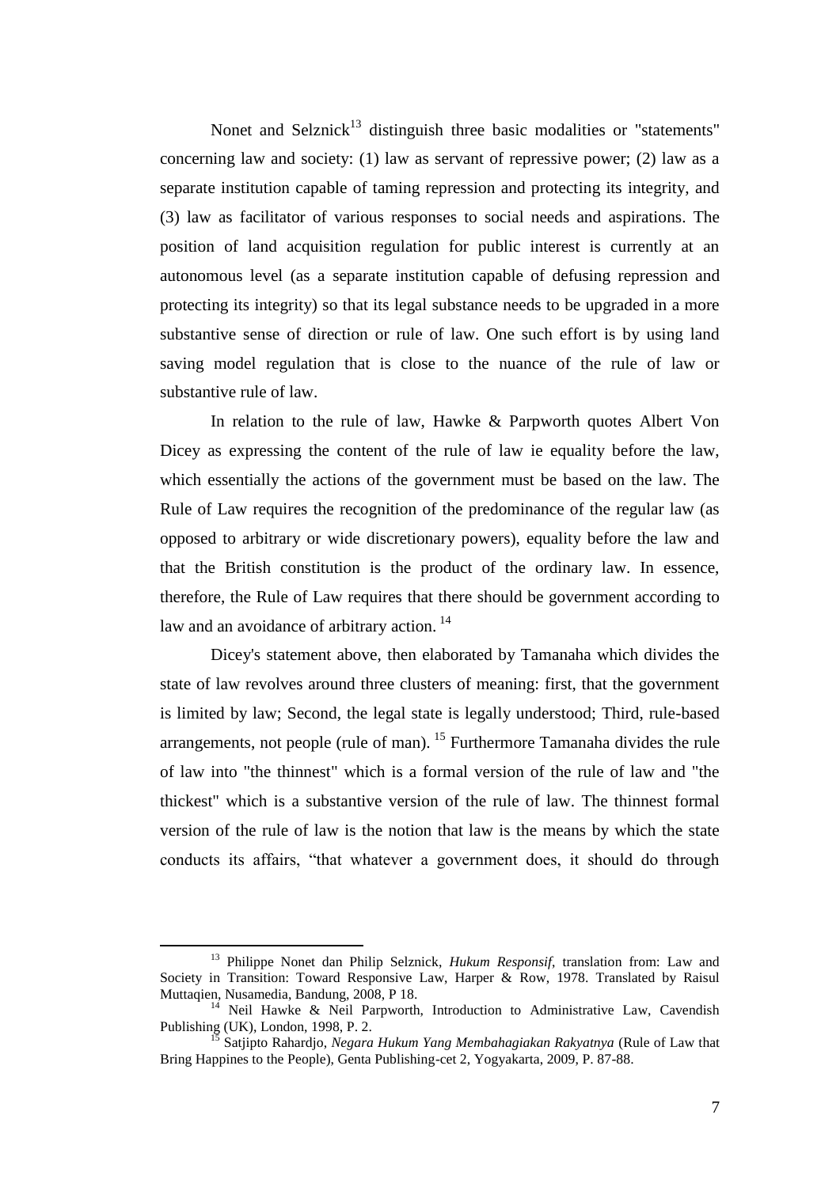Nonet and Selznick[13] distinguish three basic modalities or "statements" concerning law and society: (1) law as servant of repressive power; (2) law as a separate institution capable of taming repression and protecting its integrity, and (3) law as facilitator of various responses to social needs and aspirations. The position of land acquisition regulation for public interest is currently at an autonomous level (as a separate institution capable of defusing repression and protecting its integrity) so that its legal substance needs to be upgraded in a more substantive sense of direction or rule of law. One such effort is by using land saving model regulation that is close to the nuance of the rule of law or substantive rule of law.

In relation to the rule of law, Hawke & Parpworth quotes Albert Von Dicey as expressing the content of the rule of law ie equality before the law, which essentially the actions of the government must be based on the law. The Rule of Law requires the recognition of the predominance of the regular law (as opposed to arbitrary or wide discretionary powers), equality before the law and that the British constitution is the product of the ordinary law. In essence, therefore, the Rule of Law requires that there should be government according to law and an avoidance of arbitrary action. [14]

Dicey's statement above, then elaborated by Tamanaha which divides the state of law revolves around three clusters of meaning: first, that the government is limited by law; Second, the legal state is legally understood; Third, rule-based arrangements, not people (rule of man). [15] Furthermore Tamanaha divides the rule of law into "the thinnest" which is a formal version of the rule of law and "the thickest" which is a substantive version of the rule of law. The thinnest formal version of the rule of law is the notion that law is the means by which the state conducts its affairs, "that whatever a government does, it should do through

---

[13] Philippe Nonet dan Philip Selznick, *Hukum Responsif*, translation from: Law and Society in Transition: Toward Responsive Law, Harper & Row, 1978. Translated by Raisul Muttaqien, Nusamedia, Bandung, 2008, P 18.

[14] Neil Hawke & Neil Parpworth, Introduction to Administrative Law, Cavendish Publishing (UK), London, 1998, P. 2.

[15] Satjipto Rahardjo, *Negara Hukum Yang Membahagiakan Rakyatnya* (Rule of Law that Bring Happines to the People), Genta Publishing-cet 2, Yogyakarta, 2009, P. 87-88.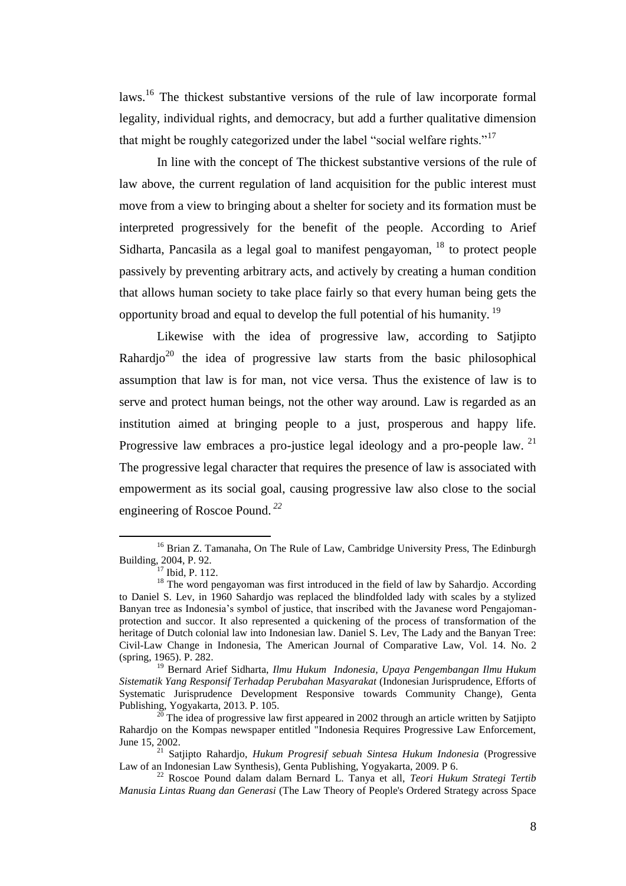laws.[16] The thickest substantive versions of the rule of law incorporate formal legality, individual rights, and democracy, but add a further qualitative dimension that might be roughly categorized under the label "social welfare rights."[17]

In line with the concept of The thickest substantive versions of the rule of law above, the current regulation of land acquisition for the public interest must move from a view to bringing about a shelter for society and its formation must be interpreted progressively for the benefit of the people. According to Arief Sidharta, Pancasila as a legal goal to manifest pengayoman, [18] to protect people passively by preventing arbitrary acts, and actively by creating a human condition that allows human society to take place fairly so that every human being gets the opportunity broad and equal to develop the full potential of his humanity. [19]

Likewise with the idea of progressive law, according to Satjipto Rahardjo[20] the idea of progressive law starts from the basic philosophical assumption that law is for man, not vice versa. Thus the existence of law is to serve and protect human beings, not the other way around. Law is regarded as an institution aimed at bringing people to a just, prosperous and happy life. Progressive law embraces a pro-justice legal ideology and a pro-people law. [21] The progressive legal character that requires the presence of law is associated with empowerment as its social goal, causing progressive law also close to the social engineering of Roscoe Pound. [22]

---

[16] Brian Z. Tamanaha, On The Rule of Law, Cambridge University Press, The Edinburgh Building, 2004, P. 92.

[17] Ibid, P. 112.

[18] The word pengayoman was first introduced in the field of law by Sahardjo. According to Daniel S. Lev, in 1960 Sahardjo was replaced the blindfolded lady with scales by a stylized Banyan tree as Indonesia's symbol of justice, that inscribed with the Javanese word Pengajoman-protection and succor. It also represented a quickening of the process of transformation of the heritage of Dutch colonial law into Indonesian law. Daniel S. Lev, The Lady and the Banyan Tree: Civil-Law Change in Indonesia, The American Journal of Comparative Law, Vol. 14. No. 2 (spring, 1965). P. 282.

[19] Bernard Arief Sidharta, *Ilmu Hukum Indonesia, Upaya Pengembangan Ilmu Hukum Sistematik Yang Responsif Terhadap Perubahan Masyarakat* (Indonesian Jurisprudence, Efforts of Systematic Jurisprudence Development Responsive towards Community Change), Genta Publishing, Yogyakarta, 2013. P. 105.

[20] The idea of progressive law first appeared in 2002 through an article written by Satjipto Rahardjo on the Kompas newspaper entitled "Indonesia Requires Progressive Law Enforcement, June 15, 2002.

[21] Satjipto Rahardjo, *Hukum Progresif sebuah Sintesa Hukum Indonesia* (Progressive Law of an Indonesian Law Synthesis), Genta Publishing, Yogyakarta, 2009. P 6.

[22] Roscoe Pound dalam dalam Bernard L. Tanya et all, *Teori Hukum Strategi Tertib Manusia Lintas Ruang dan Generasi* (The Law Theory of People's Ordered Strategy across Space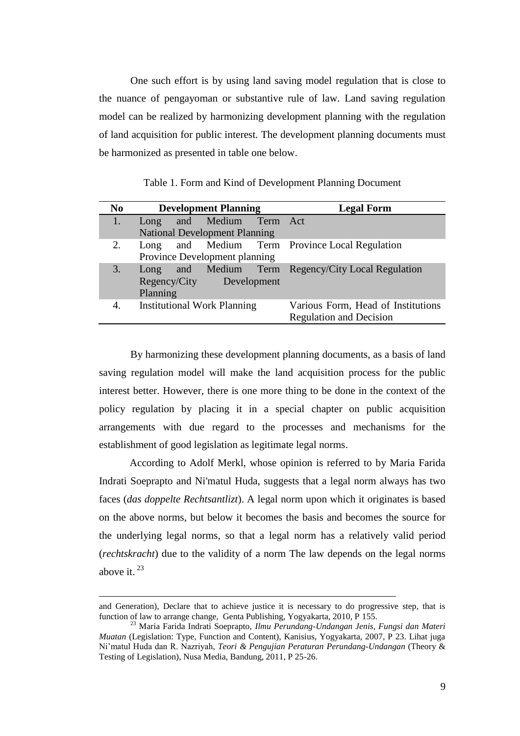One such effort is by using land saving model regulation that is close to the nuance of pengayoman or substantive rule of law. Land saving regulation model can be realized by harmonizing development planning with the regulation of land acquisition for public interest. The development planning documents must be harmonized as presented in table one below.

Table 1. Form and Kind of Development Planning Document

| No | Development Planning | Legal Form |
|---|---|---|
| 1. | Long and Medium Term National Development Planning | Act |
| 2. | Long and Medium Term Province Development planning | Province Local Regulation |
| 3. | Long and Medium Term Regency/City Development Planning | Regency/City Local Regulation |
| 4. | Institutional Work Planning | Various Form, Head of Institutions Regulation and Decision |

By harmonizing these development planning documents, as a basis of land saving regulation model will make the land acquisition process for the public interest better. However, there is one more thing to be done in the context of the policy regulation by placing it in a special chapter on public acquisition arrangements with due regard to the processes and mechanisms for the establishment of good legislation as legitimate legal norms.

According to Adolf Merkl, whose opinion is referred to by Maria Farida Indrati Soeprapto and Ni'matul Huda, suggests that a legal norm always has two faces (*das doppelte Rechtsantlizt*). A legal norm upon which it originates is based on the above norms, but below it becomes the basis and becomes the source for the underlying legal norms, so that a legal norm has a relatively valid period (*rechtskracht*) due to the validity of a norm The law depends on the legal norms above it. [23]

---

and Generation), Declare that to achieve justice it is necessary to do progressive step, that is function of law to arrange change, Genta Publishing, Yogyakarta, 2010, P 155.

[23] Maria Farida Indrati Soeprapto, *Ilmu Perundang-Undangan Jenis, Fungsi dan Materi Muatan* (Legislation: Type, Function and Content), Kanisius, Yogyakarta, 2007, P 23. Lihat juga Ni'matul Huda dan R. Nazriyah, *Teori & Pengujian Peraturan Perundang-Undangan* (Theory & Testing of Legislation), Nusa Media, Bandung, 2011, P 25-26.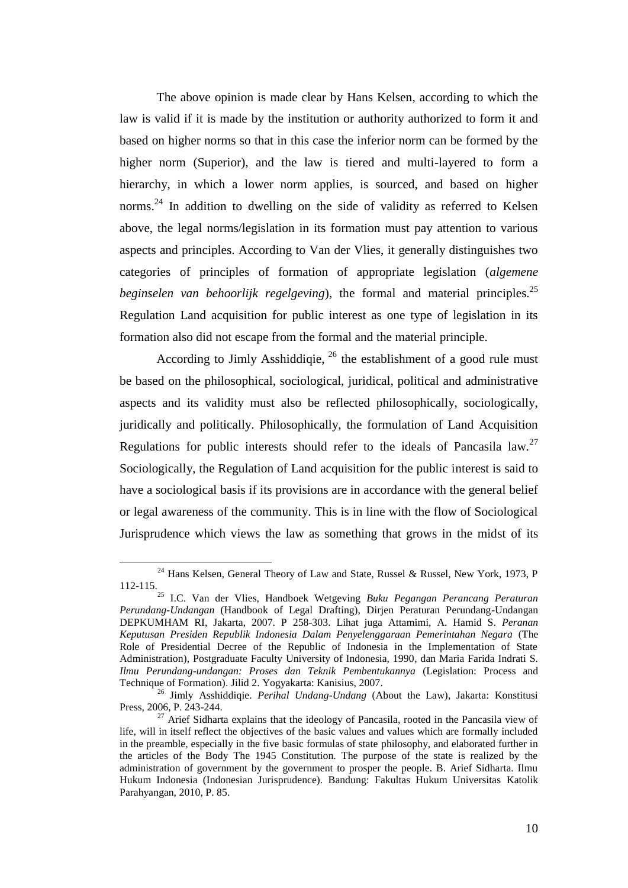The above opinion is made clear by Hans Kelsen, according to which the law is valid if it is made by the institution or authority authorized to form it and based on higher norms so that in this case the inferior norm can be formed by the higher norm (Superior), and the law is tiered and multi-layered to form a hierarchy, in which a lower norm applies, is sourced, and based on higher norms.[24] In addition to dwelling on the side of validity as referred to Kelsen above, the legal norms/legislation in its formation must pay attention to various aspects and principles. According to Van der Vlies, it generally distinguishes two categories of principles of formation of appropriate legislation (*algemene beginselen van behoorlijk regelgeving*), the formal and material principles.[25] Regulation Land acquisition for public interest as one type of legislation in its formation also did not escape from the formal and the material principle.

According to Jimly Asshiddiqie, [26] the establishment of a good rule must be based on the philosophical, sociological, juridical, political and administrative aspects and its validity must also be reflected philosophically, sociologically, juridically and politically. Philosophically, the formulation of Land Acquisition Regulations for public interests should refer to the ideals of Pancasila law.[27] Sociologically, the Regulation of Land acquisition for the public interest is said to have a sociological basis if its provisions are in accordance with the general belief or legal awareness of the community. This is in line with the flow of Sociological Jurisprudence which views the law as something that grows in the midst of its

---

[24] Hans Kelsen, General Theory of Law and State, Russel & Russel, New York, 1973, P 112-115.

[25] I.C. Van der Vlies, Handboek Wetgeving *Buku Pegangan Perancang Peraturan Perundang-Undangan* (Handbook of Legal Drafting), Dirjen Peraturan Perundang-Undangan DEPKUMHAM RI, Jakarta, 2007. P 258-303. Lihat juga Attamimi, A. Hamid S. *Peranan Keputusan Presiden Republik Indonesia Dalam Penyelenggaraan Pemerintahan Negara* (The Role of Presidential Decree of the Republic of Indonesia in the Implementation of State Administration), Postgraduate Faculty University of Indonesia, 1990, dan Maria Farida Indrati S. *Ilmu Perundang-undangan: Proses dan Teknik Pembentukannya* (Legislation: Process and Technique of Formation). Jilid 2. Yogyakarta: Kanisius, 2007.

[26] Jimly Asshiddiqie. *Perihal Undang-Undang* (About the Law), Jakarta: Konstitusi Press, 2006, P. 243-244.

[27] Arief Sidharta explains that the ideology of Pancasila, rooted in the Pancasila view of life, will in itself reflect the objectives of the basic values and values which are formally included in the preamble, especially in the five basic formulas of state philosophy, and elaborated further in the articles of the Body The 1945 Constitution. The purpose of the state is realized by the administration of government by the government to prosper the people. B. Arief Sidharta. Ilmu Hukum Indonesia (Indonesian Jurisprudence). Bandung: Fakultas Hukum Universitas Katolik Parahyangan, 2010, P. 85.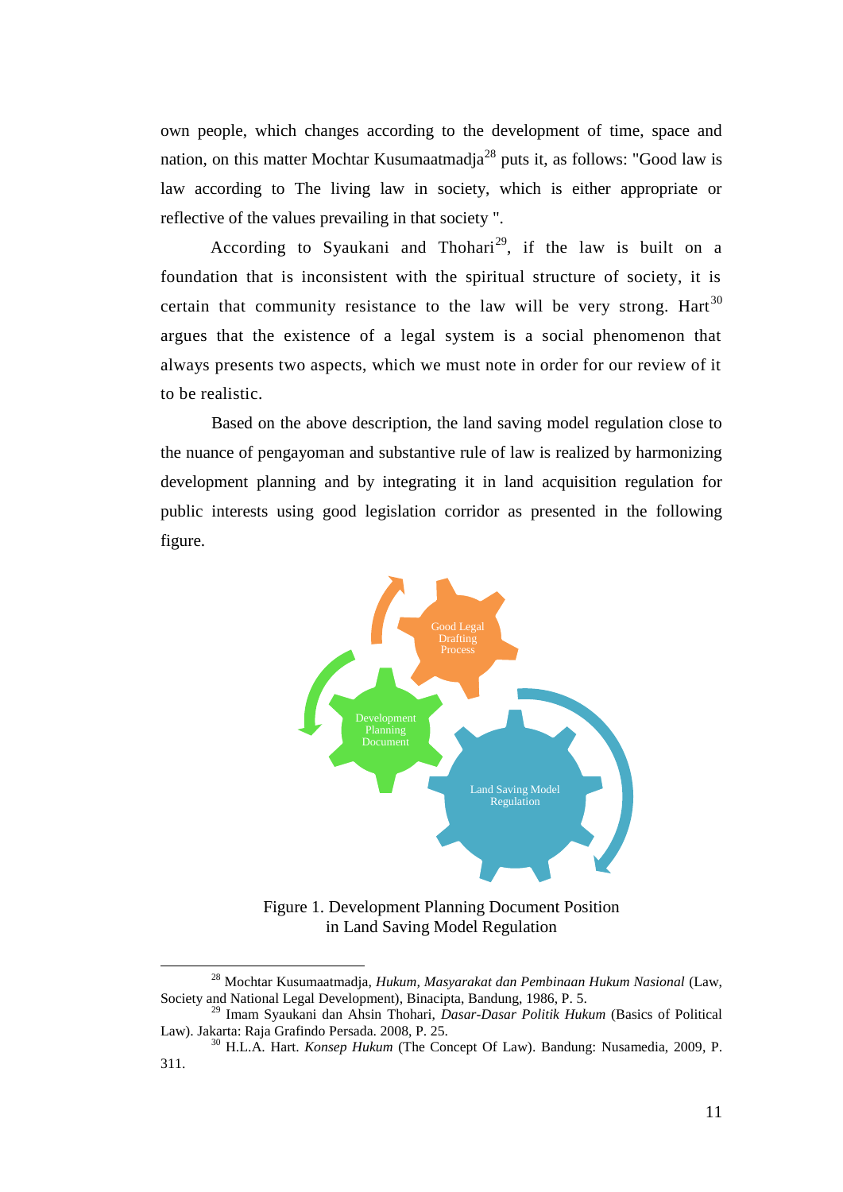own people, which changes according to the development of time, space and nation, on this matter Mochtar Kusumaatmadja[28] puts it, as follows: "Good law is law according to The living law in society, which is either appropriate or reflective of the values prevailing in that society ".

According to Syaukani and Thohari[29], if the law is built on a foundation that is inconsistent with the spiritual structure of society, it is certain that community resistance to the law will be very strong. Hart[30] argues that the existence of a legal system is a social phenomenon that always presents two aspects, which we must note in order for our review of it to be realistic.

Based on the above description, the land saving model regulation close to the nuance of pengayoman and substantive rule of law is realized by harmonizing development planning and by integrating it in land acquisition regulation for public interests using good legislation corridor as presented in the following figure.

Good Legal Drafting Process

Development Planning Document

Land Saving Model Regulation

Figure 1. Development Planning Document Position in Land Saving Model Regulation

---

[28] Mochtar Kusumaatmadja, *Hukum, Masyarakat dan Pembinaan Hukum Nasional* (Law, Society and National Legal Development), Binacipta, Bandung, 1986, P. 5.

[29] Imam Syaukani dan Ahsin Thohari, *Dasar-Dasar Politik Hukum* (Basics of Political Law). Jakarta: Raja Grafindo Persada. 2008, P. 25.

[30] H.L.A. Hart. *Konsep Hukum* (The Concept Of Law). Bandung: Nusamedia, 2009, P. 311.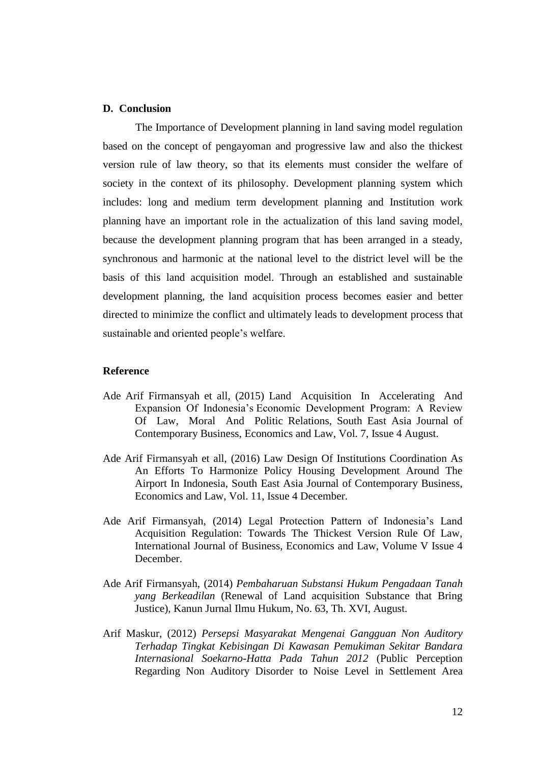## D. Conclusion

The Importance of Development planning in land saving model regulation based on the concept of pengayoman and progressive law and also the thickest version rule of law theory, so that its elements must consider the welfare of society in the context of its philosophy. Development planning system which includes: long and medium term development planning and Institution work planning have an important role in the actualization of this land saving model, because the development planning program that has been arranged in a steady, synchronous and harmonic at the national level to the district level will be the basis of this land acquisition model. Through an established and sustainable development planning, the land acquisition process becomes easier and better directed to minimize the conflict and ultimately leads to development process that sustainable and oriented people's welfare.

## Reference

Ade Arif Firmansyah et all, (2015) Land Acquisition In Accelerating And Expansion Of Indonesia's Economic Development Program: A Review Of Law, Moral And Politic Relations, South East Asia Journal of Contemporary Business, Economics and Law, Vol. 7, Issue 4 August.

Ade Arif Firmansyah et all, (2016) Law Design Of Institutions Coordination As An Efforts To Harmonize Policy Housing Development Around The Airport In Indonesia, South East Asia Journal of Contemporary Business, Economics and Law, Vol. 11, Issue 4 December.

Ade Arif Firmansyah, (2014) Legal Protection Pattern of Indonesia's Land Acquisition Regulation: Towards The Thickest Version Rule Of Law, International Journal of Business, Economics and Law, Volume V Issue 4 December.

Ade Arif Firmansyah, (2014) *Pembaharuan Substansi Hukum Pengadaan Tanah yang Berkeadilan* (Renewal of Land acquisition Substance that Bring Justice), Kanun Jurnal Ilmu Hukum, No. 63, Th. XVI, August.

Arif Maskur, (2012) *Persepsi Masyarakat Mengenai Gangguan Non Auditory Terhadap Tingkat Kebisingan Di Kawasan Pemukiman Sekitar Bandara Internasional Soekarno-Hatta Pada Tahun 2012* (Public Perception Regarding Non Auditory Disorder to Noise Level in Settlement Area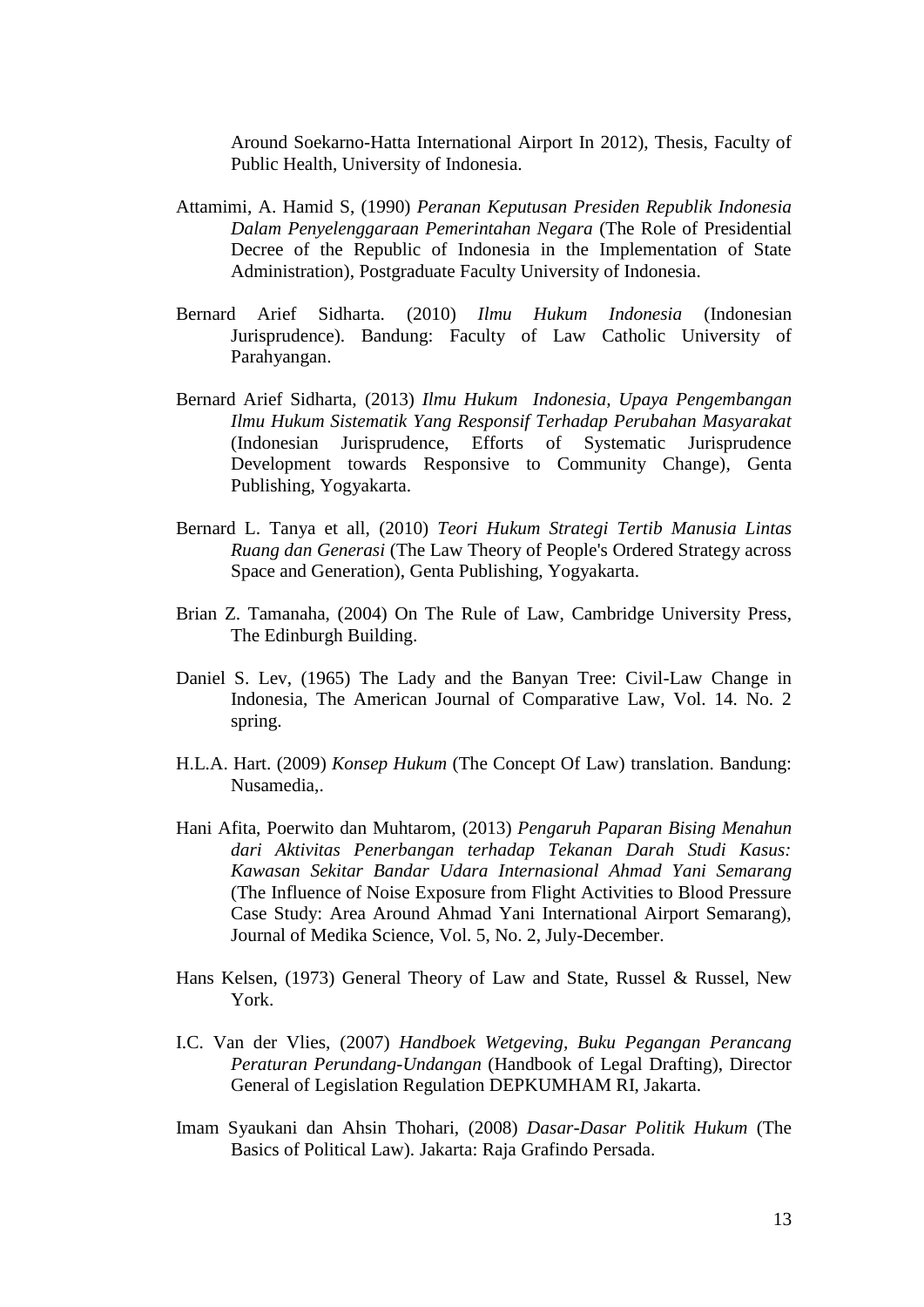Around Soekarno-Hatta International Airport In 2012), Thesis, Faculty of Public Health, University of Indonesia.

Attamimi, A. Hamid S, (1990) *Peranan Keputusan Presiden Republik Indonesia Dalam Penyelenggaraan Pemerintahan Negara* (The Role of Presidential Decree of the Republic of Indonesia in the Implementation of State Administration), Postgraduate Faculty University of Indonesia.

Bernard Arief Sidharta. (2010) *Ilmu Hukum Indonesia* (Indonesian Jurisprudence). Bandung: Faculty of Law Catholic University of Parahyangan.

Bernard Arief Sidharta, (2013) *Ilmu Hukum Indonesia, Upaya Pengembangan Ilmu Hukum Sistematik Yang Responsif Terhadap Perubahan Masyarakat* (Indonesian Jurisprudence, Efforts of Systematic Jurisprudence Development towards Responsive to Community Change), Genta Publishing, Yogyakarta.

Bernard L. Tanya et all, (2010) *Teori Hukum Strategi Tertib Manusia Lintas Ruang dan Generasi* (The Law Theory of People's Ordered Strategy across Space and Generation), Genta Publishing, Yogyakarta.

Brian Z. Tamanaha, (2004) On The Rule of Law, Cambridge University Press, The Edinburgh Building.

Daniel S. Lev, (1965) The Lady and the Banyan Tree: Civil-Law Change in Indonesia, The American Journal of Comparative Law, Vol. 14. No. 2 spring.

H.L.A. Hart. (2009) *Konsep Hukum* (The Concept Of Law) translation. Bandung: Nusamedia,.

Hani Afita, Poerwito dan Muhtarom, (2013) *Pengaruh Paparan Bising Menahun dari Aktivitas Penerbangan terhadap Tekanan Darah Studi Kasus: Kawasan Sekitar Bandar Udara Internasional Ahmad Yani Semarang* (The Influence of Noise Exposure from Flight Activities to Blood Pressure Case Study: Area Around Ahmad Yani International Airport Semarang), Journal of Medika Science, Vol. 5, No. 2, July-December.

Hans Kelsen, (1973) General Theory of Law and State, Russel & Russel, New York.

I.C. Van der Vlies, (2007) *Handboek Wetgeving, Buku Pegangan Perancang Peraturan Perundang-Undangan* (Handbook of Legal Drafting), Director General of Legislation Regulation DEPKUMHAM RI, Jakarta.

Imam Syaukani dan Ahsin Thohari, (2008) *Dasar-Dasar Politik Hukum* (The Basics of Political Law). Jakarta: Raja Grafindo Persada.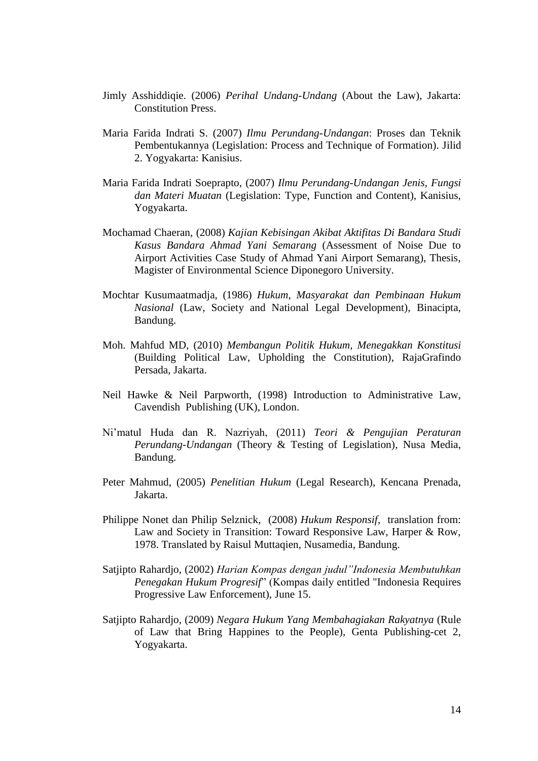Jimly Asshiddiqie. (2006) *Perihal Undang-Undang* (About the Law), Jakarta: Constitution Press.

Maria Farida Indrati S. (2007) *Ilmu Perundang-Undangan*: Proses dan Teknik Pembentukannya (Legislation: Process and Technique of Formation). Jilid 2. Yogyakarta: Kanisius.

Maria Farida Indrati Soeprapto, (2007) *Ilmu Perundang-Undangan Jenis, Fungsi dan Materi Muatan* (Legislation: Type, Function and Content), Kanisius, Yogyakarta.

Mochamad Chaeran, (2008) *Kajian Kebisingan Akibat Aktifitas Di Bandara Studi Kasus Bandara Ahmad Yani Semarang* (Assessment of Noise Due to Airport Activities Case Study of Ahmad Yani Airport Semarang), Thesis, Magister of Environmental Science Diponegoro University.

Mochtar Kusumaatmadja, (1986) *Hukum, Masyarakat dan Pembinaan Hukum Nasional* (Law, Society and National Legal Development), Binacipta, Bandung.

Moh. Mahfud MD, (2010) *Membangun Politik Hukum, Menegakkan Konstitusi* (Building Political Law, Upholding the Constitution), RajaGrafindo Persada, Jakarta.

Neil Hawke & Neil Parpworth, (1998) Introduction to Administrative Law, Cavendish Publishing (UK), London.

Ni'matul Huda dan R. Nazriyah, (2011) *Teori & Pengujian Peraturan Perundang-Undangan* (Theory & Testing of Legislation), Nusa Media, Bandung.

Peter Mahmud, (2005) *Penelitian Hukum* (Legal Research), Kencana Prenada, Jakarta.

Philippe Nonet dan Philip Selznick, (2008) *Hukum Responsif*, translation from: Law and Society in Transition: Toward Responsive Law, Harper & Row, 1978. Translated by Raisul Muttaqien, Nusamedia, Bandung.

Satjipto Rahardjo, (2002) *Harian Kompas dengan judul"Indonesia Membutuhkan Penegakan Hukum Progresif*" (Kompas daily entitled "Indonesia Requires Progressive Law Enforcement), June 15.

Satjipto Rahardjo, (2009) *Negara Hukum Yang Membahagiakan Rakyatnya* (Rule of Law that Bring Happines to the People), Genta Publishing-cet 2, Yogyakarta.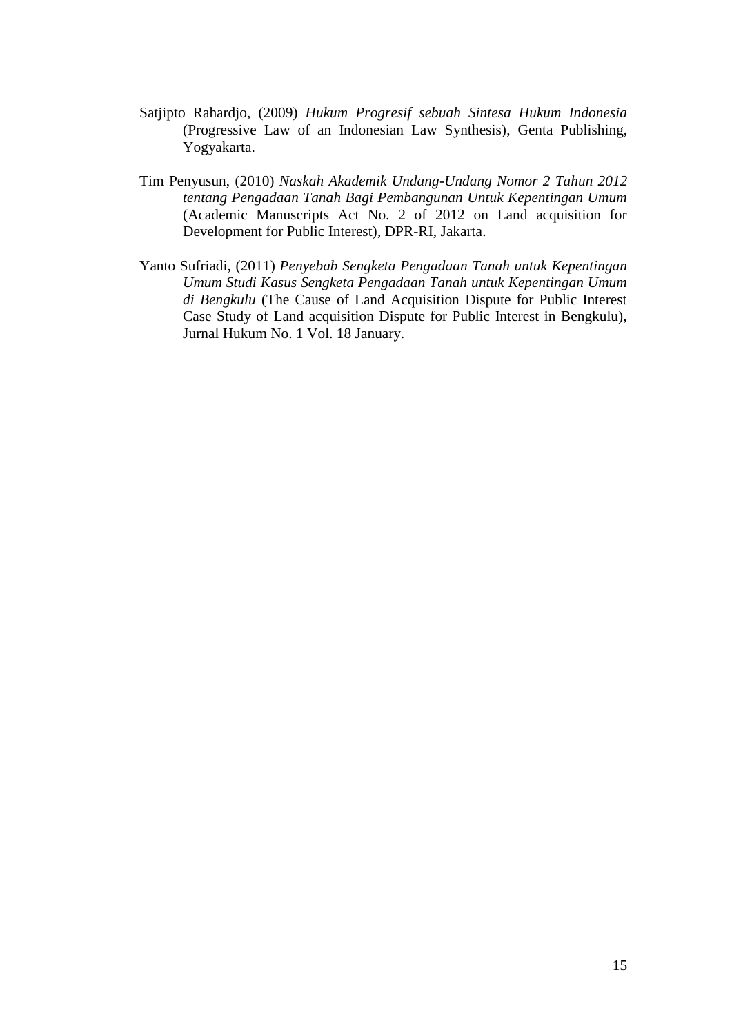Satjipto Rahardjo, (2009) *Hukum Progresif sebuah Sintesa Hukum Indonesia* (Progressive Law of an Indonesian Law Synthesis), Genta Publishing, Yogyakarta.

Tim Penyusun, (2010) *Naskah Akademik Undang-Undang Nomor 2 Tahun 2012 tentang Pengadaan Tanah Bagi Pembangunan Untuk Kepentingan Umum* (Academic Manuscripts Act No. 2 of 2012 on Land acquisition for Development for Public Interest), DPR-RI, Jakarta.

Yanto Sufriadi, (2011) *Penyebab Sengketa Pengadaan Tanah untuk Kepentingan Umum Studi Kasus Sengketa Pengadaan Tanah untuk Kepentingan Umum di Bengkulu* (The Cause of Land Acquisition Dispute for Public Interest Case Study of Land acquisition Dispute for Public Interest in Bengkulu), Jurnal Hukum No. 1 Vol. 18 January.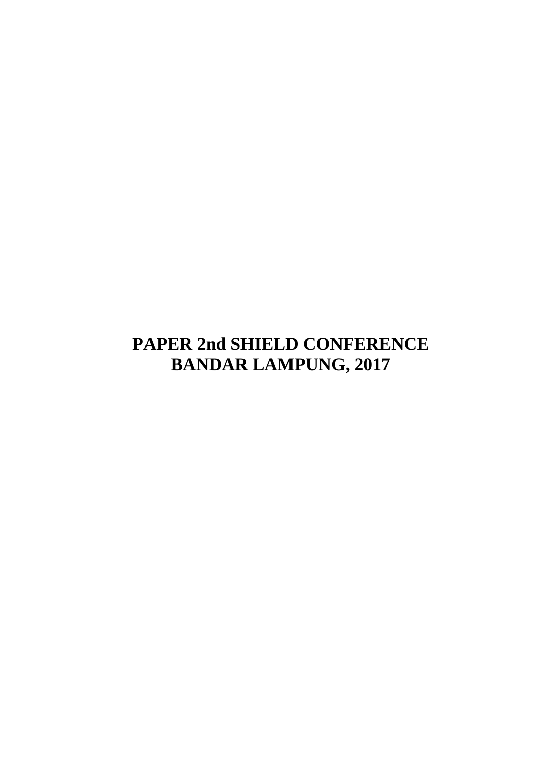**PAPER 2nd SHIELD CONFERENCE**
**BANDAR LAMPUNG, 2017**